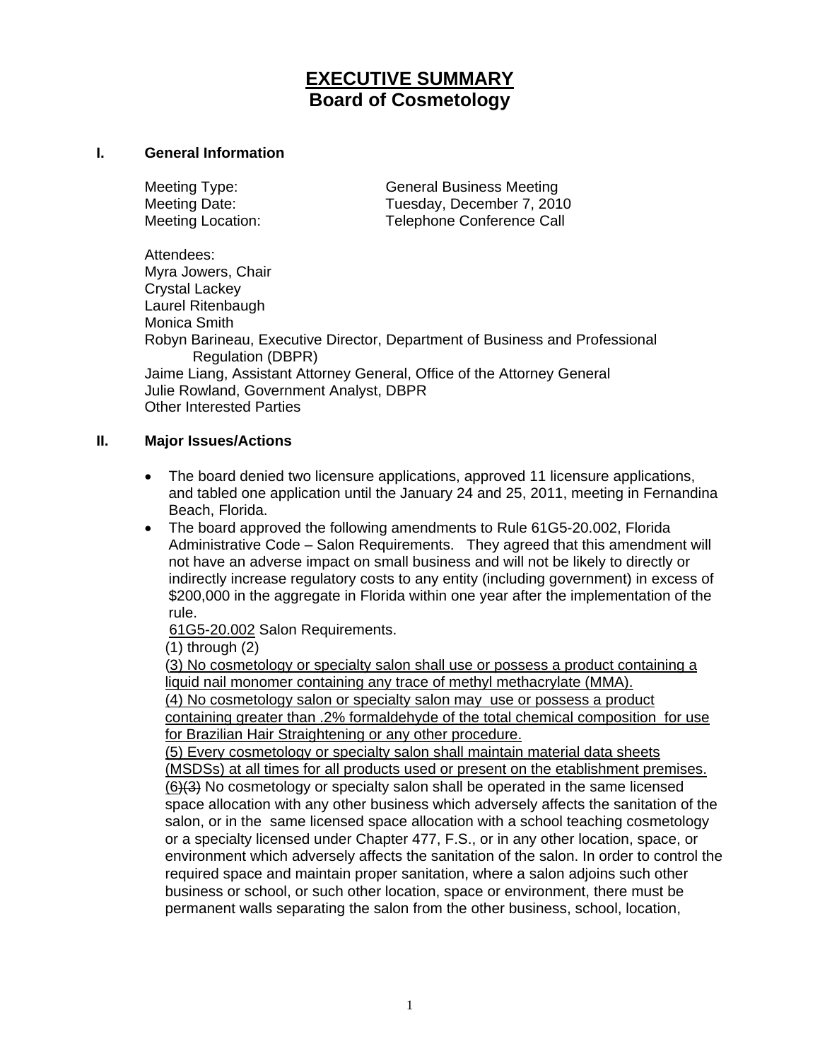# EXECUTIVE SUMMARY
# Board of Cosmetology

## I. General Information

Meeting Type: General Business Meeting
Meeting Date: Tuesday, December 7, 2010
Meeting Location: Telephone Conference Call

Attendees:
Myra Jowers, Chair
Crystal Lackey
Laurel Ritenbaugh
Monica Smith
Robyn Barineau, Executive Director, Department of Business and Professional Regulation (DBPR)
Jaime Liang, Assistant Attorney General, Office of the Attorney General
Julie Rowland, Government Analyst, DBPR
Other Interested Parties

## II. Major Issues/Actions

- The board denied two licensure applications, approved 11 licensure applications, and tabled one application until the January 24 and 25, 2011, meeting in Fernandina Beach, Florida.
- The board approved the following amendments to Rule 61G5-20.002, Florida Administrative Code – Salon Requirements. They agreed that this amendment will not have an adverse impact on small business and will not be likely to directly or indirectly increase regulatory costs to any entity (including government) in excess of $200,000 in the aggregate in Florida within one year after the implementation of the rule.

  <u>61G5-20.002</u> Salon Requirements.

  (1) through (2)

  <u>(3) No cosmetology or specialty salon shall use or possess a product containing a liquid nail monomer containing any trace of methyl methacrylate (MMA).</u>

  <u>(4) No cosmetology salon or specialty salon may use or possess a product containing greater than .2% formaldehyde of the total chemical composition for use for Brazilian Hair Straightening or any other procedure.</u>

  <u>(5) Every cosmetology or specialty salon shall maintain material data sheets (MSDSs) at all times for all products used or present on the etablishment premises.</u>

  <u>(6)</u>~~(3)~~ No cosmetology or specialty salon shall be operated in the same licensed space allocation with any other business which adversely affects the sanitation of the salon, or in the same licensed space allocation with a school teaching cosmetology or a specialty licensed under Chapter 477, F.S., or in any other location, space, or environment which adversely affects the sanitation of the salon. In order to control the required space and maintain proper sanitation, where a salon adjoins such other business or school, or such other location, space or environment, there must be permanent walls separating the salon from the other business, school, location,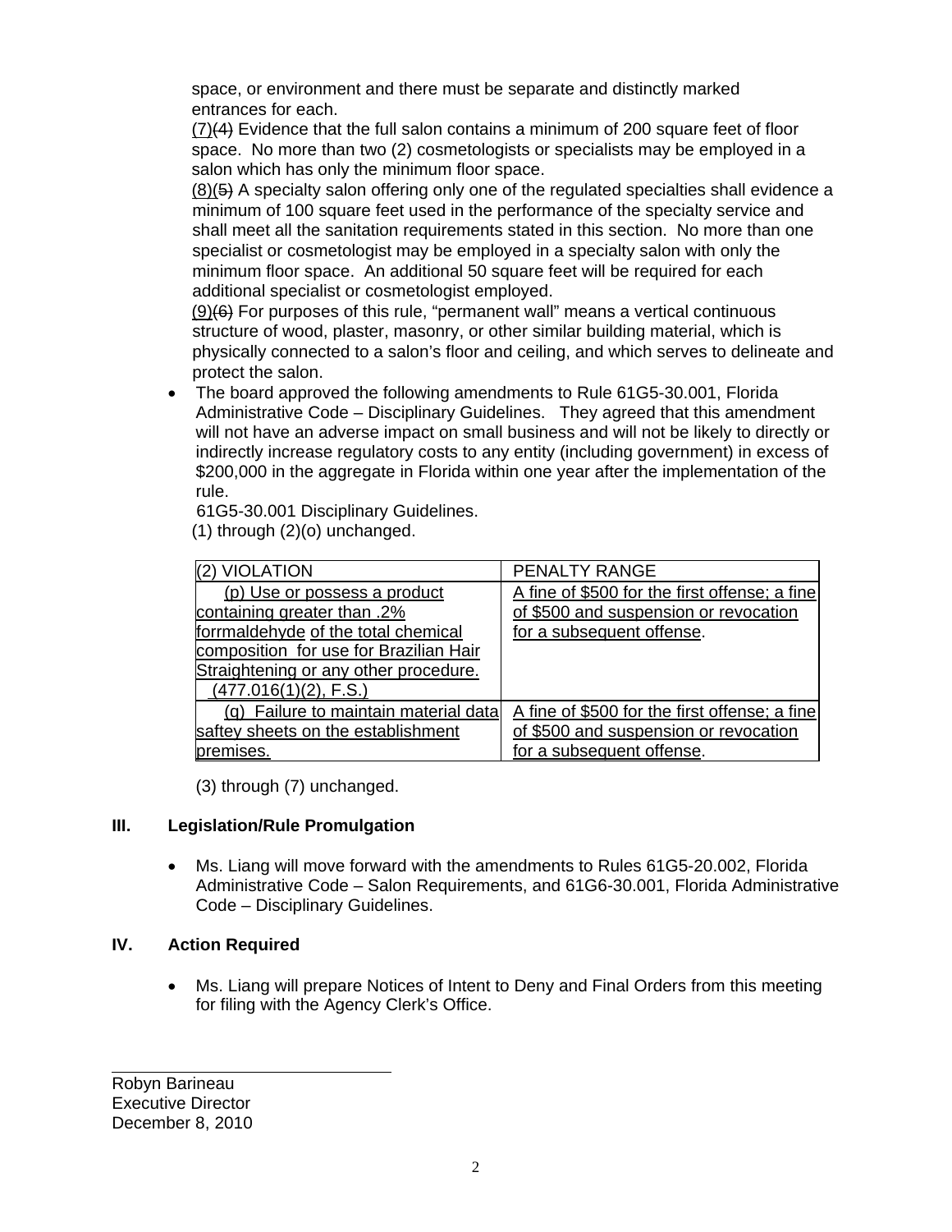space, or environment and there must be separate and distinctly marked entrances for each.

(7)~~(4)~~ Evidence that the full salon contains a minimum of 200 square feet of floor space. No more than two (2) cosmetologists or specialists may be employed in a salon which has only the minimum floor space.

(8)~~(5)~~ A specialty salon offering only one of the regulated specialties shall evidence a minimum of 100 square feet used in the performance of the specialty service and shall meet all the sanitation requirements stated in this section. No more than one specialist or cosmetologist may be employed in a specialty salon with only the minimum floor space. An additional 50 square feet will be required for each additional specialist or cosmetologist employed.

(9)~~(6)~~ For purposes of this rule, "permanent wall" means a vertical continuous structure of wood, plaster, masonry, or other similar building material, which is physically connected to a salon's floor and ceiling, and which serves to delineate and protect the salon.

- The board approved the following amendments to Rule 61G5-30.001, Florida Administrative Code – Disciplinary Guidelines. They agreed that this amendment will not have an adverse impact on small business and will not be likely to directly or indirectly increase regulatory costs to any entity (including government) in excess of $200,000 in the aggregate in Florida within one year after the implementation of the rule.

  61G5-30.001 Disciplinary Guidelines.

  (1) through (2)(o) unchanged.

| (2) VIOLATION | PENALTY RANGE |
| --- | --- |
| (p) Use or possess a product containing greater than .2% forrmaldehyde of the total chemical composition for use for Brazilian Hair Straightening or any other procedure. (477.016(1)(2), F.S.) | A fine of $500 for the first offense; a fine of $500 and suspension or revocation for a subsequent offense. |
| (q) Failure to maintain material data saftey sheets on the establishment premises. | A fine of $500 for the first offense; a fine of $500 and suspension or revocation for a subsequent offense. |

  (3) through (7) unchanged.

## III. Legislation/Rule Promulgation

- Ms. Liang will move forward with the amendments to Rules 61G5-20.002, Florida Administrative Code – Salon Requirements, and 61G6-30.001, Florida Administrative Code – Disciplinary Guidelines.

## IV. Action Required

- Ms. Liang will prepare Notices of Intent to Deny and Final Orders from this meeting for filing with the Agency Clerk's Office.

---

Robyn Barineau
Executive Director
December 8, 2010